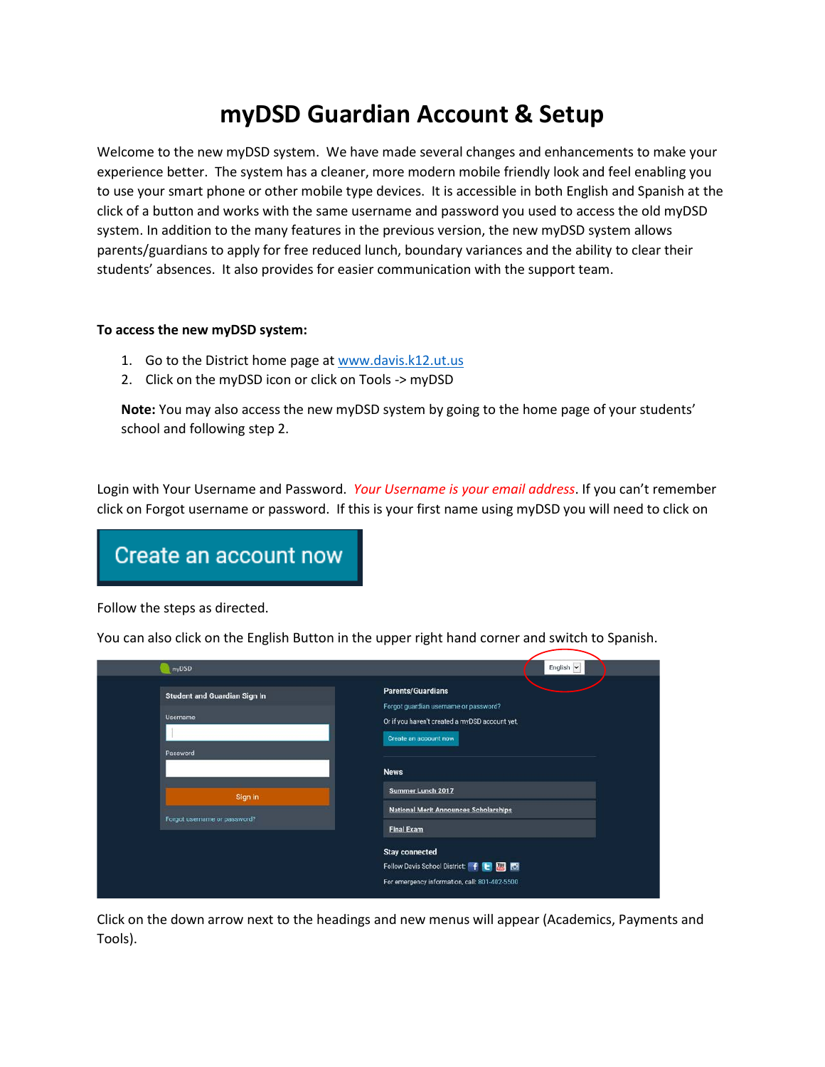# myDSD Guardian Account & Setup

Welcome to the new myDSD system. We have made several changes and enhancements to make your experience better. The system has a cleaner, more modern mobile friendly look and feel enabling you to use your smart phone or other mobile type devices. It is accessible in both English and Spanish at the click of a button and works with the same username and password you used to access the old myDSD system. In addition to the many features in the previous version, the new myDSD system allows parents/guardians to apply for free reduced lunch, boundary variances and the ability to clear their students' absences. It also provides for easier communication with the support team.

**To access the new myDSD system:**

1. Go to the District home page at [www.davis.k12.ut.us](http://www.davis.k12.ut.us)
2. Click on the myDSD icon or click on Tools -> myDSD

**Note:** You may also access the new myDSD system by going to the home page of your students' school and following step 2.

Login with Your Username and Password. *Your Username is your email address*. If you can't remember click on Forgot username or password. If this is your first name using myDSD you will need to click on

Create an account now

Follow the steps as directed.

You can also click on the English Button in the upper right hand corner and switch to Spanish.

Click on the down arrow next to the headings and new menus will appear (Academics, Payments and Tools).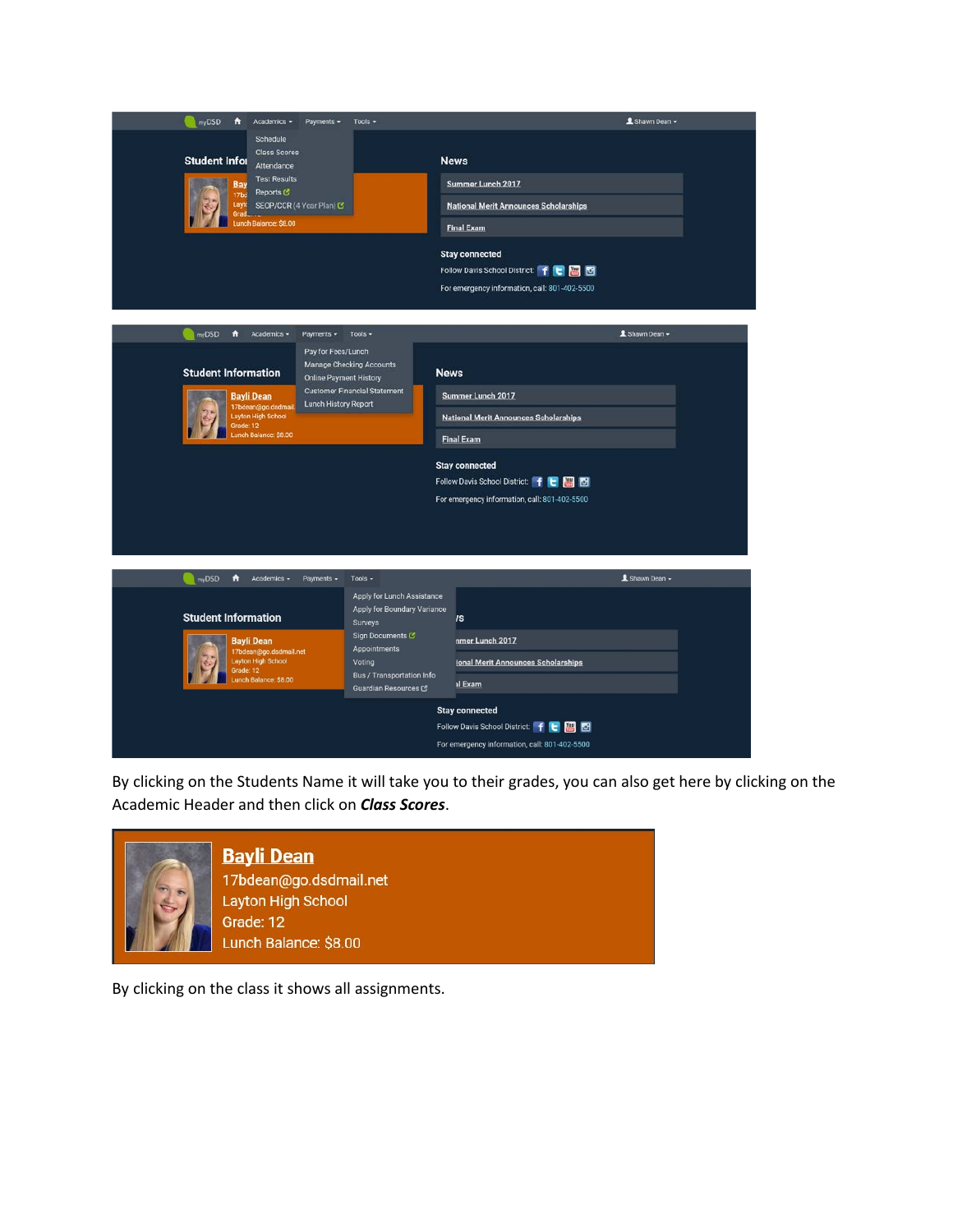By clicking on the Students Name it will take you to their grades, you can also get here by clicking on the Academic Header and then click on ***Class Scores***.

By clicking on the class it shows all assignments.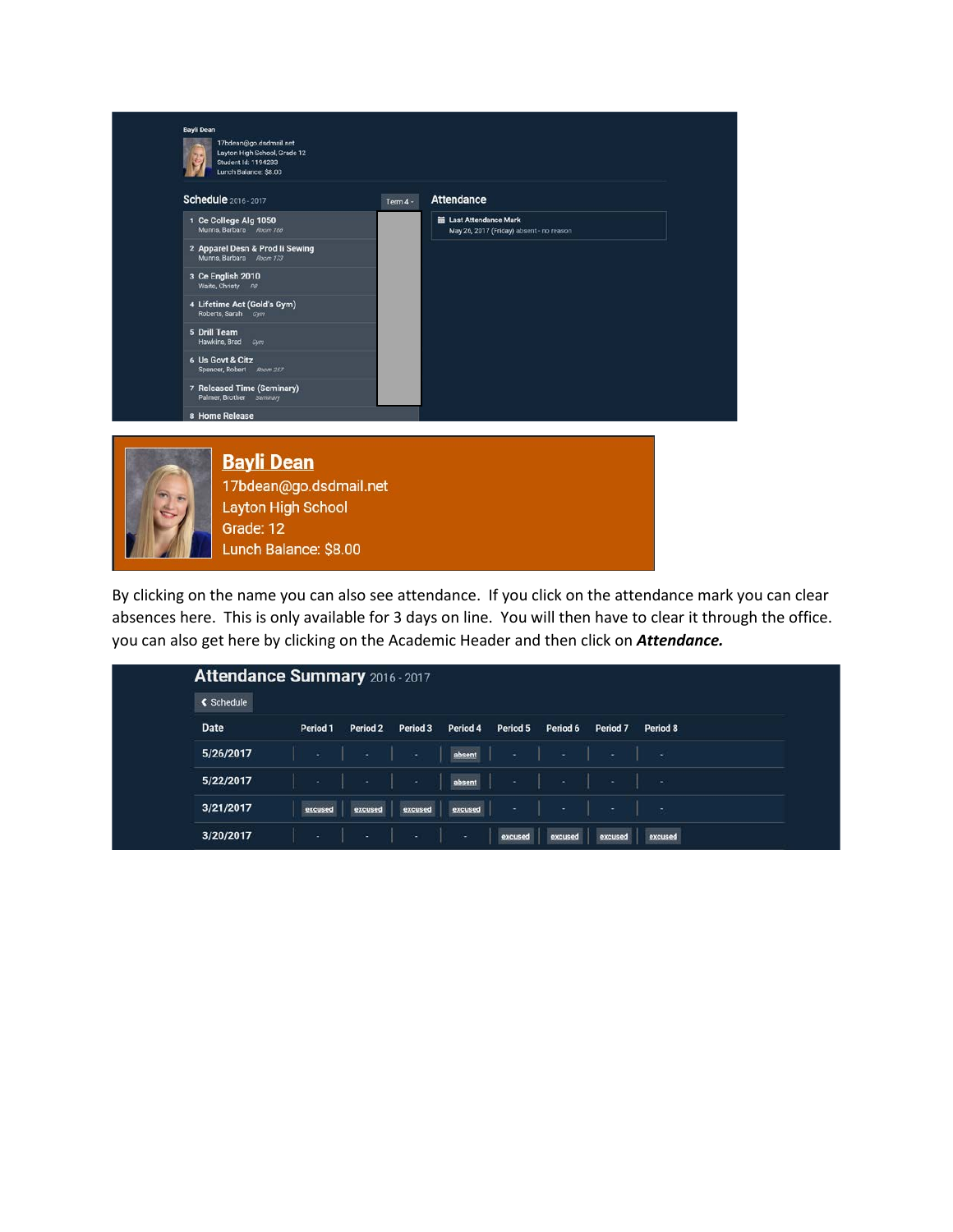Bayli Dean

17bdean@go.dsdmail.net
Layton High School, Grade 12
Student Id: 1194293
Lunch Balance: $8.00

Schedule 2016 - 2017 Term 4

1 Ce College Alg 1050
Munns, Barbara Room 160

2 Apparel Desn & Prod II Sewing
Munns, Barbara Room 173

3 Ce English 2010
Waite, Christy F8

4 Lifetime Act (Gold's Gym)
Roberts, Sarah Gym

5 Drill Team
Hawkins, Brad Gym

6 Us Govt & Citz
Spencer, Robert Room 257

7 Released Time (Seminary)
Palmer, Brother Seminary

8 Home Release

Attendance

Last Attendance Mark
May 26, 2017 (Friday) absent - no reason

**Bayli Dean**
17bdean@go.dsdmail.net
Layton High School
Grade: 12
Lunch Balance: $8.00

By clicking on the name you can also see attendance. If you click on the attendance mark you can clear absences here. This is only available for 3 days on line. You will then have to clear it through the office. you can also get here by clicking on the Academic Header and then click on ***Attendance.***

## Attendance Summary 2016 - 2017

Schedule

| Date | Period 1 | Period 2 | Period 3 | Period 4 | Period 5 | Period 6 | Period 7 | Period 8 |
|---|---|---|---|---|---|---|---|---|
| 5/26/2017 | - | - | - | absent | - | - | - | - |
| 5/22/2017 | - | - | - | absent | - | - | - | - |
| 3/21/2017 | excused | excused | excused | excused | - | - | - | - |
| 3/20/2017 | - | - | - | - | excused | excused | excused | excused |